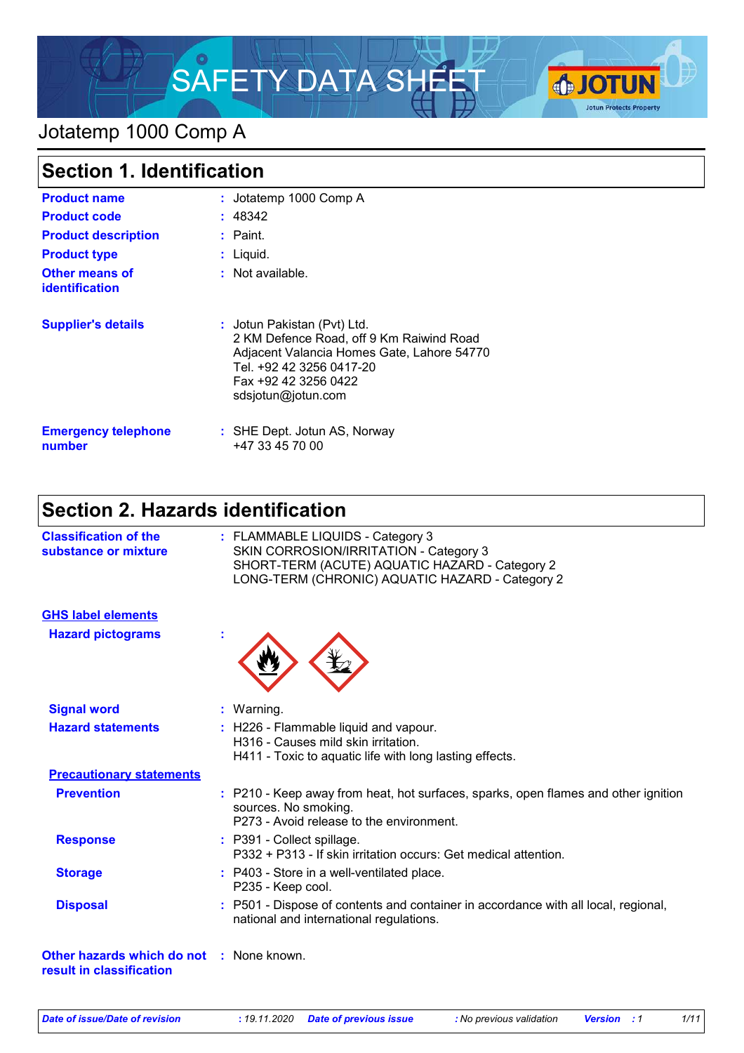# SAFETY DATA SHEET

## Jotatemp 1000 Comp A

## Section 1. Identification

| | |
|---|---|
| **Product name** | : Jotatemp 1000 Comp A |
| **Product code** | : 48342 |
| **Product description** | : Paint. |
| **Product type** | : Liquid. |
| **Other means of identification** | : Not available. |
| **Supplier's details** | : Jotun Pakistan (Pvt) Ltd.<br>2 KM Defence Road, off 9 Km Raiwind Road<br>Adjacent Valancia Homes Gate, Lahore 54770<br>Tel. +92 42 3256 0417-20<br>Fax +92 42 3256 0422<br>sdsjotun@jotun.com |
| **Emergency telephone number** | : SHE Dept. Jotun AS, Norway<br>+47 33 45 70 00 |

## Section 2. Hazards identification

**Classification of the substance or mixture** : FLAMMABLE LIQUIDS - Category 3
SKIN CORROSION/IRRITATION - Category 3
SHORT-TERM (ACUTE) AQUATIC HAZARD - Category 2
LONG-TERM (CHRONIC) AQUATIC HAZARD - Category 2

**GHS label elements**

**Hazard pictograms** :

**Signal word** : Warning.

**Hazard statements** : H226 - Flammable liquid and vapour.
H316 - Causes mild skin irritation.
H411 - Toxic to aquatic life with long lasting effects.

**Precautionary statements**

**Prevention** : P210 - Keep away from heat, hot surfaces, sparks, open flames and other ignition sources. No smoking.
P273 - Avoid release to the environment.

**Response** : P391 - Collect spillage.
P332 + P313 - If skin irritation occurs: Get medical attention.

**Storage** : P403 - Store in a well-ventilated place.
P235 - Keep cool.

**Disposal** : P501 - Dispose of contents and container in accordance with all local, regional, national and international regulations.

**Other hazards which do not result in classification** : None known.

*Date of issue/Date of revision : 19.11.2020 Date of previous issue : No previous validation Version : 1*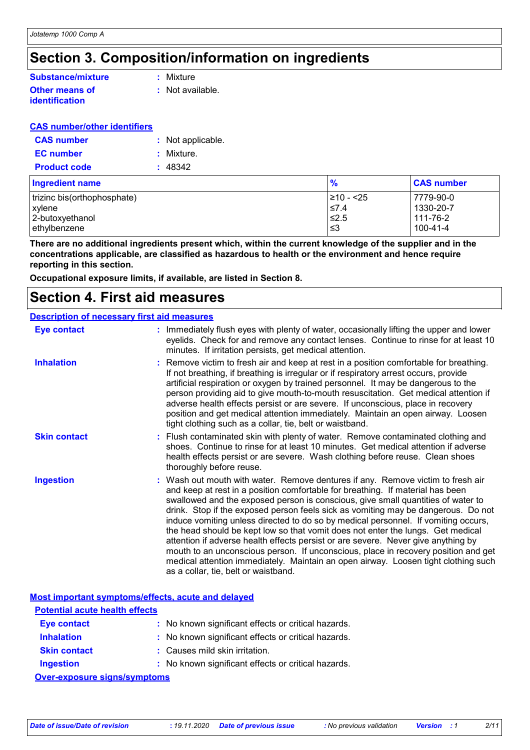# Section 3. Composition/information on ingredients

**Substance/mixture** : Mixture

**Other means of identification** : Not available.

**CAS number/other identifiers**

**CAS number** : Not applicable.

**EC number** : Mixture.

**Product code** : 48342

| Ingredient name | % | CAS number |
|---|---|---|
| trizinc bis(orthophosphate) | ≥10 - <25 | 7779-90-0 |
| xylene | ≤7.4 | 1330-20-7 |
| 2-butoxyethanol | ≤2.5 | 111-76-2 |
| ethylbenzene | ≤3 | 100-41-4 |

**There are no additional ingredients present which, within the current knowledge of the supplier and in the concentrations applicable, are classified as hazardous to health or the environment and hence require reporting in this section.**

**Occupational exposure limits, if available, are listed in Section 8.**

# Section 4. First aid measures

**Description of necessary first aid measures**

**Eye contact** : Immediately flush eyes with plenty of water, occasionally lifting the upper and lower eyelids. Check for and remove any contact lenses. Continue to rinse for at least 10 minutes. If irritation persists, get medical attention.

**Inhalation** : Remove victim to fresh air and keep at rest in a position comfortable for breathing. If not breathing, if breathing is irregular or if respiratory arrest occurs, provide artificial respiration or oxygen by trained personnel. It may be dangerous to the person providing aid to give mouth-to-mouth resuscitation. Get medical attention if adverse health effects persist or are severe. If unconscious, place in recovery position and get medical attention immediately. Maintain an open airway. Loosen tight clothing such as a collar, tie, belt or waistband.

**Skin contact** : Flush contaminated skin with plenty of water. Remove contaminated clothing and shoes. Continue to rinse for at least 10 minutes. Get medical attention if adverse health effects persist or are severe. Wash clothing before reuse. Clean shoes thoroughly before reuse.

**Ingestion** : Wash out mouth with water. Remove dentures if any. Remove victim to fresh air and keep at rest in a position comfortable for breathing. If material has been swallowed and the exposed person is conscious, give small quantities of water to drink. Stop if the exposed person feels sick as vomiting may be dangerous. Do not induce vomiting unless directed to do so by medical personnel. If vomiting occurs, the head should be kept low so that vomit does not enter the lungs. Get medical attention if adverse health effects persist or are severe. Never give anything by mouth to an unconscious person. If unconscious, place in recovery position and get medical attention immediately. Maintain an open airway. Loosen tight clothing such as a collar, tie, belt or waistband.

**Most important symptoms/effects, acute and delayed**

**Potential acute health effects**

**Eye contact** : No known significant effects or critical hazards.

**Inhalation** : No known significant effects or critical hazards.

**Skin contact** : Causes mild skin irritation.

**Ingestion** : No known significant effects or critical hazards.

**Over-exposure signs/symptoms**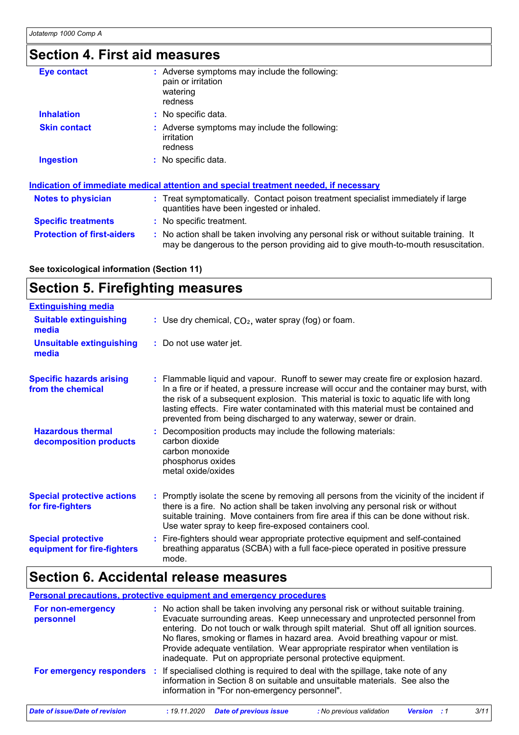## Section 4. First aid measures

| | |
|---|---|
| **Eye contact** | : Adverse symptoms may include the following:<br>pain or irritation<br>watering<br>redness |
| **Inhalation** | : No specific data. |
| **Skin contact** | : Adverse symptoms may include the following:<br>irritation<br>redness |
| **Ingestion** | : No specific data. |

### Indication of immediate medical attention and special treatment needed, if necessary

| | |
|---|---|
| **Notes to physician** | : Treat symptomatically. Contact poison treatment specialist immediately if large quantities have been ingested or inhaled. |
| **Specific treatments** | : No specific treatment. |
| **Protection of first-aiders** | : No action shall be taken involving any personal risk or without suitable training. It may be dangerous to the person providing aid to give mouth-to-mouth resuscitation. |

**See toxicological information (Section 11)**

## Section 5. Firefighting measures

### Extinguishing media

| | |
|---|---|
| **Suitable extinguishing media** | : Use dry chemical, $CO_2$, water spray (fog) or foam. |
| **Unsuitable extinguishing media** | : Do not use water jet. |
| **Specific hazards arising from the chemical** | : Flammable liquid and vapour. Runoff to sewer may create fire or explosion hazard. In a fire or if heated, a pressure increase will occur and the container may burst, with the risk of a subsequent explosion. This material is toxic to aquatic life with long lasting effects. Fire water contaminated with this material must be contained and prevented from being discharged to any waterway, sewer or drain. |
| **Hazardous thermal decomposition products** | : Decomposition products may include the following materials:<br>carbon dioxide<br>carbon monoxide<br>phosphorus oxides<br>metal oxide/oxides |
| **Special protective actions for fire-fighters** | : Promptly isolate the scene by removing all persons from the vicinity of the incident if there is a fire. No action shall be taken involving any personal risk or without suitable training. Move containers from fire area if this can be done without risk. Use water spray to keep fire-exposed containers cool. |
| **Special protective equipment for fire-fighters** | : Fire-fighters should wear appropriate protective equipment and self-contained breathing apparatus (SCBA) with a full face-piece operated in positive pressure mode. |

## Section 6. Accidental release measures

### Personal precautions, protective equipment and emergency procedures

| | |
|---|---|
| **For non-emergency personnel** | : No action shall be taken involving any personal risk or without suitable training. Evacuate surrounding areas. Keep unnecessary and unprotected personnel from entering. Do not touch or walk through spilt material. Shut off all ignition sources. No flares, smoking or flames in hazard area. Avoid breathing vapour or mist. Provide adequate ventilation. Wear appropriate respirator when ventilation is inadequate. Put on appropriate personal protective equipment. |
| **For emergency responders** | : If specialised clothing is required to deal with the spillage, take note of any information in Section 8 on suitable and unsuitable materials. See also the information in "For non-emergency personnel". |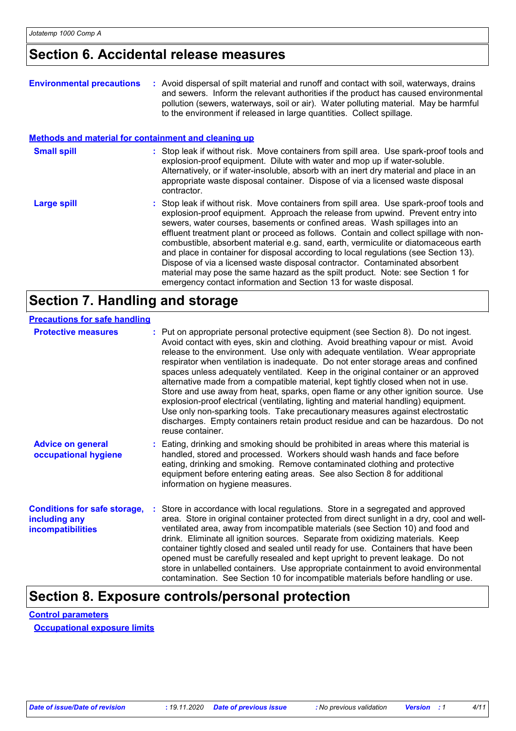## Section 6. Accidental release measures

**Environmental precautions** : Avoid dispersal of spilt material and runoff and contact with soil, waterways, drains and sewers. Inform the relevant authorities if the product has caused environmental pollution (sewers, waterways, soil or air). Water polluting material. May be harmful to the environment if released in large quantities. Collect spillage.

### Methods and material for containment and cleaning up

**Small spill** : Stop leak if without risk. Move containers from spill area. Use spark-proof tools and explosion-proof equipment. Dilute with water and mop up if water-soluble. Alternatively, or if water-insoluble, absorb with an inert dry material and place in an appropriate waste disposal container. Dispose of via a licensed waste disposal contractor.

**Large spill** : Stop leak if without risk. Move containers from spill area. Use spark-proof tools and explosion-proof equipment. Approach the release from upwind. Prevent entry into sewers, water courses, basements or confined areas. Wash spillages into an effluent treatment plant or proceed as follows. Contain and collect spillage with non-combustible, absorbent material e.g. sand, earth, vermiculite or diatomaceous earth and place in container for disposal according to local regulations (see Section 13). Dispose of via a licensed waste disposal contractor. Contaminated absorbent material may pose the same hazard as the spilt product. Note: see Section 1 for emergency contact information and Section 13 for waste disposal.

## Section 7. Handling and storage

### Precautions for safe handling

**Protective measures** : Put on appropriate personal protective equipment (see Section 8). Do not ingest. Avoid contact with eyes, skin and clothing. Avoid breathing vapour or mist. Avoid release to the environment. Use only with adequate ventilation. Wear appropriate respirator when ventilation is inadequate. Do not enter storage areas and confined spaces unless adequately ventilated. Keep in the original container or an approved alternative made from a compatible material, kept tightly closed when not in use. Store and use away from heat, sparks, open flame or any other ignition source. Use explosion-proof electrical (ventilating, lighting and material handling) equipment. Use only non-sparking tools. Take precautionary measures against electrostatic discharges. Empty containers retain product residue and can be hazardous. Do not reuse container.

**Advice on general occupational hygiene** : Eating, drinking and smoking should be prohibited in areas where this material is handled, stored and processed. Workers should wash hands and face before eating, drinking and smoking. Remove contaminated clothing and protective equipment before entering eating areas. See also Section 8 for additional information on hygiene measures.

**Conditions for safe storage, including any incompatibilities** : Store in accordance with local regulations. Store in a segregated and approved area. Store in original container protected from direct sunlight in a dry, cool and well-ventilated area, away from incompatible materials (see Section 10) and food and drink. Eliminate all ignition sources. Separate from oxidizing materials. Keep container tightly closed and sealed until ready for use. Containers that have been opened must be carefully resealed and kept upright to prevent leakage. Do not store in unlabelled containers. Use appropriate containment to avoid environmental contamination. See Section 10 for incompatible materials before handling or use.

## Section 8. Exposure controls/personal protection

### Control parameters

#### Occupational exposure limits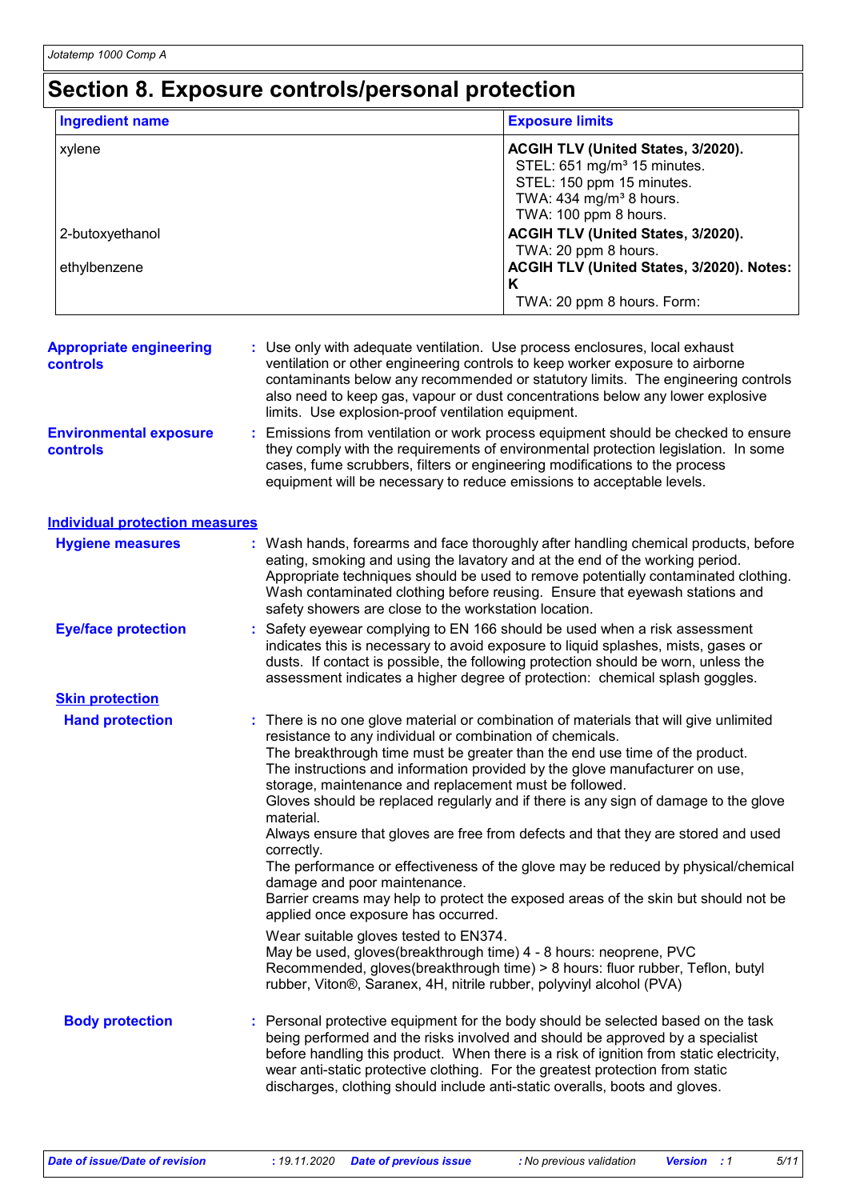# Section 8. Exposure controls/personal protection

| Ingredient name | Exposure limits |
| --- | --- |
| xylene | **ACGIH TLV (United States, 3/2020).**<br>STEL: 651 mg/m³ 15 minutes.<br>STEL: 150 ppm 15 minutes.<br>TWA: 434 mg/m³ 8 hours.<br>TWA: 100 ppm 8 hours. |
| 2-butoxyethanol | **ACGIH TLV (United States, 3/2020).**<br>TWA: 20 ppm 8 hours. |
| ethylbenzene | **ACGIH TLV (United States, 3/2020). Notes: K**<br>TWA: 20 ppm 8 hours. Form: |

**Appropriate engineering controls** : Use only with adequate ventilation. Use process enclosures, local exhaust ventilation or other engineering controls to keep worker exposure to airborne contaminants below any recommended or statutory limits. The engineering controls also need to keep gas, vapour or dust concentrations below any lower explosive limits. Use explosion-proof ventilation equipment.

**Environmental exposure controls** : Emissions from ventilation or work process equipment should be checked to ensure they comply with the requirements of environmental protection legislation. In some cases, fume scrubbers, filters or engineering modifications to the process equipment will be necessary to reduce emissions to acceptable levels.

## Individual protection measures

**Hygiene measures** : Wash hands, forearms and face thoroughly after handling chemical products, before eating, smoking and using the lavatory and at the end of the working period. Appropriate techniques should be used to remove potentially contaminated clothing. Wash contaminated clothing before reusing. Ensure that eyewash stations and safety showers are close to the workstation location.

**Eye/face protection** : Safety eyewear complying to EN 166 should be used when a risk assessment indicates this is necessary to avoid exposure to liquid splashes, mists, gases or dusts. If contact is possible, the following protection should be worn, unless the assessment indicates a higher degree of protection: chemical splash goggles.

### Skin protection

**Hand protection** : There is no one glove material or combination of materials that will give unlimited resistance to any individual or combination of chemicals.
The breakthrough time must be greater than the end use time of the product.
The instructions and information provided by the glove manufacturer on use, storage, maintenance and replacement must be followed.
Gloves should be replaced regularly and if there is any sign of damage to the glove material.
Always ensure that gloves are free from defects and that they are stored and used correctly.
The performance or effectiveness of the glove may be reduced by physical/chemical damage and poor maintenance.
Barrier creams may help to protect the exposed areas of the skin but should not be applied once exposure has occurred.

Wear suitable gloves tested to EN374.
May be used, gloves(breakthrough time) 4 - 8 hours: neoprene, PVC
Recommended, gloves(breakthrough time) > 8 hours: fluor rubber, Teflon, butyl rubber, Viton®, Saranex, 4H, nitrile rubber, polyvinyl alcohol (PVA)

**Body protection** : Personal protective equipment for the body should be selected based on the task being performed and the risks involved and should be approved by a specialist before handling this product. When there is a risk of ignition from static electricity, wear anti-static protective clothing. For the greatest protection from static discharges, clothing should include anti-static overalls, boots and gloves.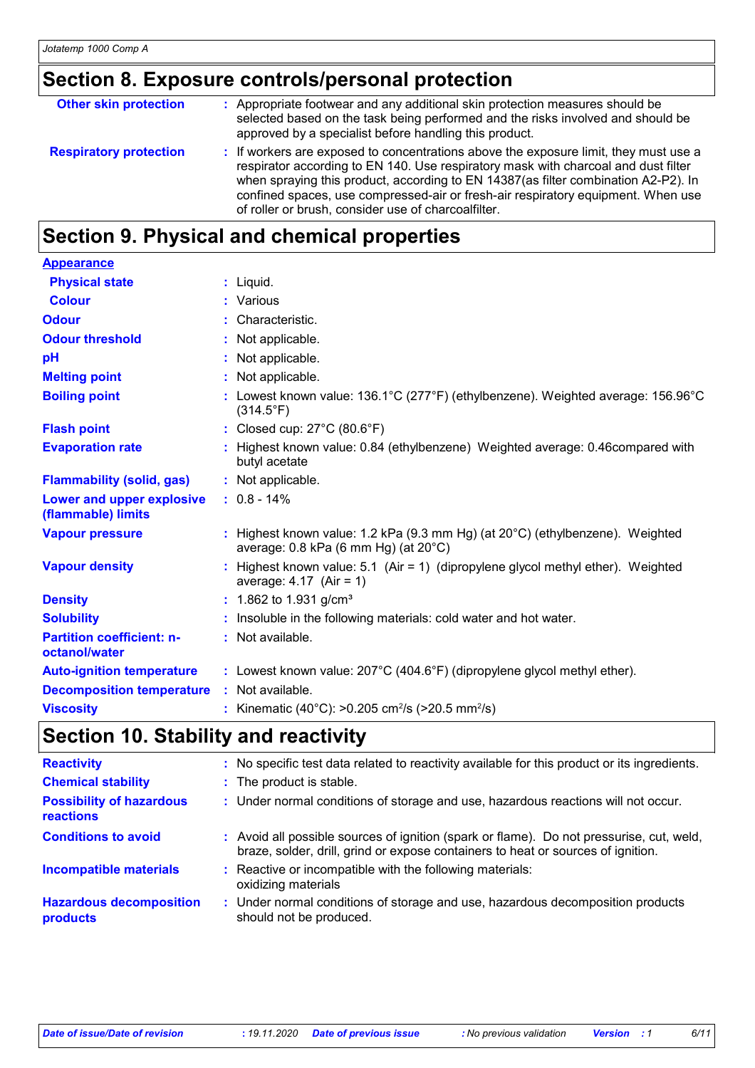## Section 8. Exposure controls/personal protection

| | |
|---|---|
| **Other skin protection** | : Appropriate footwear and any additional skin protection measures should be selected based on the task being performed and the risks involved and should be approved by a specialist before handling this product. |
| **Respiratory protection** | : If workers are exposed to concentrations above the exposure limit, they must use a respirator according to EN 140. Use respiratory mask with charcoal and dust filter when spraying this product, according to EN 14387(as filter combination A2-P2). In confined spaces, use compressed-air or fresh-air respiratory equipment. When use of roller or brush, consider use of charcoalfilter. |

## Section 9. Physical and chemical properties

| | |
|---|---|
| **Appearance** | |
| **Physical state** | : Liquid. |
| **Colour** | : Various |
| **Odour** | : Characteristic. |
| **Odour threshold** | : Not applicable. |
| **pH** | : Not applicable. |
| **Melting point** | : Not applicable. |
| **Boiling point** | : Lowest known value: 136.1°C (277°F) (ethylbenzene). Weighted average: 156.96°C (314.5°F) |
| **Flash point** | : Closed cup: 27°C (80.6°F) |
| **Evaporation rate** | : Highest known value: 0.84 (ethylbenzene) Weighted average: 0.46compared with butyl acetate |
| **Flammability (solid, gas)** | : Not applicable. |
| **Lower and upper explosive (flammable) limits** | : 0.8 - 14% |
| **Vapour pressure** | : Highest known value: 1.2 kPa (9.3 mm Hg) (at 20°C) (ethylbenzene). Weighted average: 0.8 kPa (6 mm Hg) (at 20°C) |
| **Vapour density** | : Highest known value: 5.1 (Air = 1) (dipropylene glycol methyl ether). Weighted average: 4.17 (Air = 1) |
| **Density** | : 1.862 to 1.931 g/cm³ |
| **Solubility** | : Insoluble in the following materials: cold water and hot water. |
| **Partition coefficient: n-octanol/water** | : Not available. |
| **Auto-ignition temperature** | : Lowest known value: 207°C (404.6°F) (dipropylene glycol methyl ether). |
| **Decomposition temperature** | : Not available. |
| **Viscosity** | : Kinematic (40°C): >0.205 cm²/s (>20.5 mm²/s) |

## Section 10. Stability and reactivity

| | |
|---|---|
| **Reactivity** | : No specific test data related to reactivity available for this product or its ingredients. |
| **Chemical stability** | : The product is stable. |
| **Possibility of hazardous reactions** | : Under normal conditions of storage and use, hazardous reactions will not occur. |
| **Conditions to avoid** | : Avoid all possible sources of ignition (spark or flame). Do not pressurise, cut, weld, braze, solder, drill, grind or expose containers to heat or sources of ignition. |
| **Incompatible materials** | : Reactive or incompatible with the following materials: oxidizing materials |
| **Hazardous decomposition products** | : Under normal conditions of storage and use, hazardous decomposition products should not be produced. |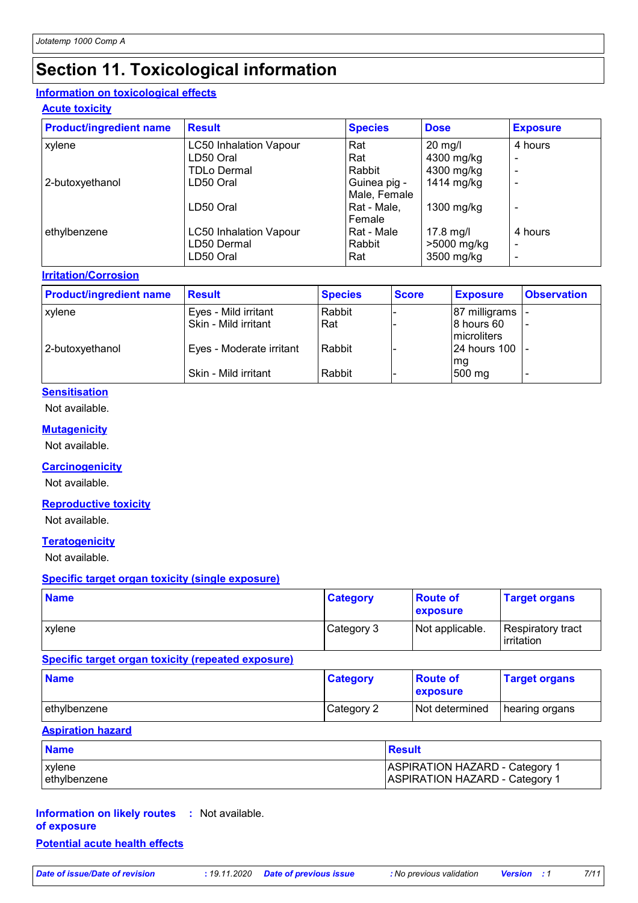# Section 11. Toxicological information

## Information on toxicological effects

### Acute toxicity

| Product/ingredient name | Result | Species | Dose | Exposure |
|---|---|---|---|---|
| xylene | LC50 Inhalation Vapour | Rat | 20 mg/l | 4 hours |
| | LD50 Oral | Rat | 4300 mg/kg | - |
| | TDLo Dermal | Rabbit | 4300 mg/kg | - |
| 2-butoxyethanol | LD50 Oral | Guinea pig - Male, Female | 1414 mg/kg | - |
| | LD50 Oral | Rat - Male, Female | 1300 mg/kg | - |
| ethylbenzene | LC50 Inhalation Vapour | Rat - Male | 17.8 mg/l | 4 hours |
| | LD50 Dermal | Rabbit | >5000 mg/kg | - |
| | LD50 Oral | Rat | 3500 mg/kg | - |

### Irritation/Corrosion

| Product/ingredient name | Result | Species | Score | Exposure | Observation |
|---|---|---|---|---|---|
| xylene | Eyes - Mild irritant | Rabbit | - | 87 milligrams | - |
| | Skin - Mild irritant | Rat | - | 8 hours 60 microliters | - |
| 2-butoxyethanol | Eyes - Moderate irritant | Rabbit | - | 24 hours 100 mg | - |
| | Skin - Mild irritant | Rabbit | - | 500 mg | - |

### Sensitisation

Not available.

### Mutagenicity

Not available.

### Carcinogenicity

Not available.

### Reproductive toxicity

Not available.

### Teratogenicity

Not available.

### Specific target organ toxicity (single exposure)

| Name | Category | Route of exposure | Target organs |
|---|---|---|---|
| xylene | Category 3 | Not applicable. | Respiratory tract irritation |

### Specific target organ toxicity (repeated exposure)

| Name | Category | Route of exposure | Target organs |
|---|---|---|---|
| ethylbenzene | Category 2 | Not determined | hearing organs |

### Aspiration hazard

| Name | Result |
|---|---|
| xylene | ASPIRATION HAZARD - Category 1 |
| ethylbenzene | ASPIRATION HAZARD - Category 1 |

**Information on likely routes of exposure** : Not available.

**Potential acute health effects**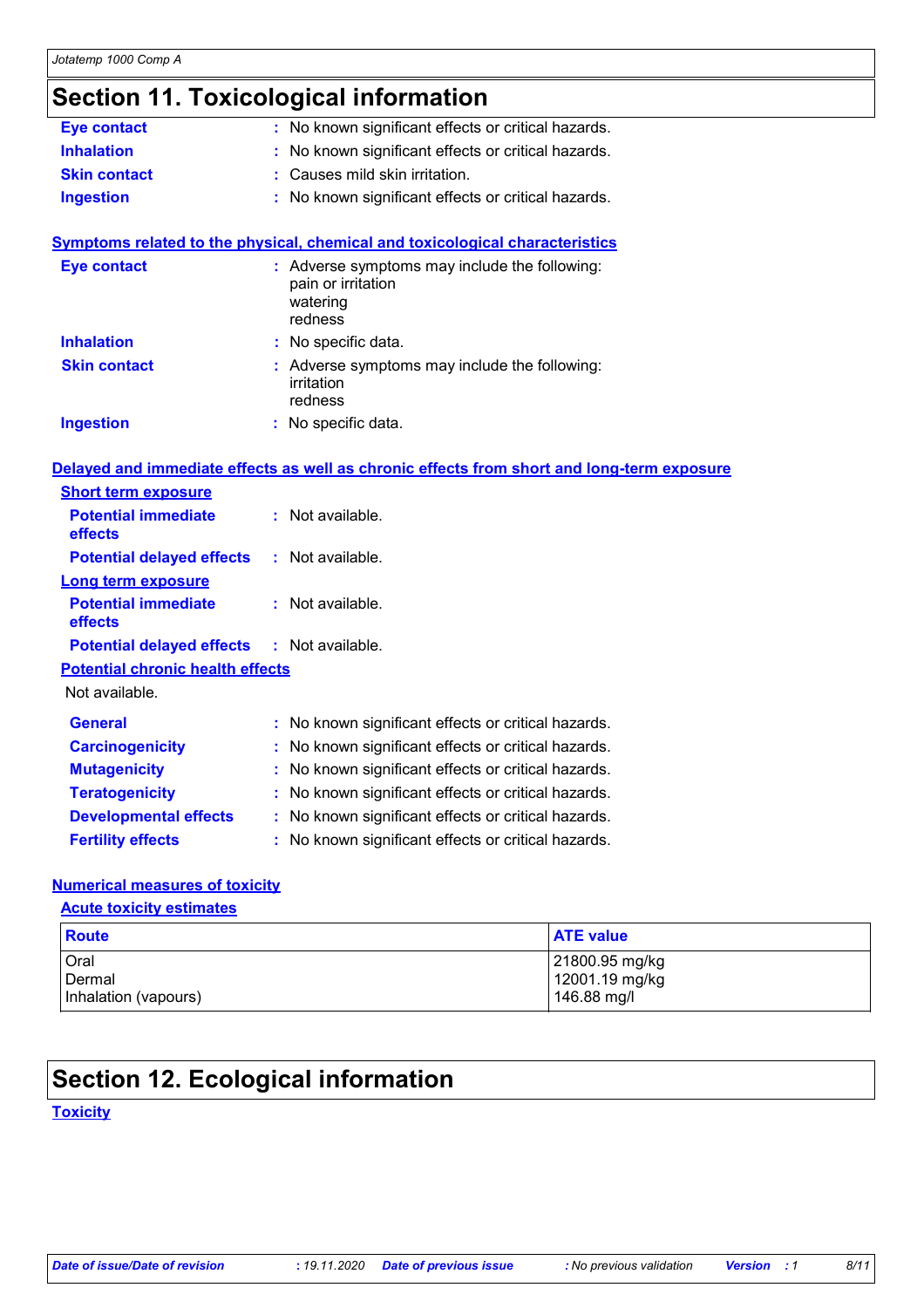# Section 11. Toxicological information

**Eye contact** : No known significant effects or critical hazards.

**Inhalation** : No known significant effects or critical hazards.

**Skin contact** : Causes mild skin irritation.

**Ingestion** : No known significant effects or critical hazards.

## Symptoms related to the physical, chemical and toxicological characteristics

**Eye contact** : Adverse symptoms may include the following:
pain or irritation
watering
redness

**Inhalation** : No specific data.

**Skin contact** : Adverse symptoms may include the following:
irritation
redness

**Ingestion** : No specific data.

## Delayed and immediate effects as well as chronic effects from short and long-term exposure

### Short term exposure

**Potential immediate effects** : Not available.

**Potential delayed effects** : Not available.

### Long term exposure

**Potential immediate effects** : Not available.

**Potential delayed effects** : Not available.

### Potential chronic health effects

Not available.

**General** : No known significant effects or critical hazards.

**Carcinogenicity** : No known significant effects or critical hazards.

**Mutagenicity** : No known significant effects or critical hazards.

**Teratogenicity** : No known significant effects or critical hazards.

**Developmental effects** : No known significant effects or critical hazards.

**Fertility effects** : No known significant effects or critical hazards.

## Numerical measures of toxicity

### Acute toxicity estimates

| Route | ATE value |
|---|---|
| Oral | 21800.95 mg/kg |
| Dermal | 12001.19 mg/kg |
| Inhalation (vapours) | 146.88 mg/l |

# Section 12. Ecological information

## Toxicity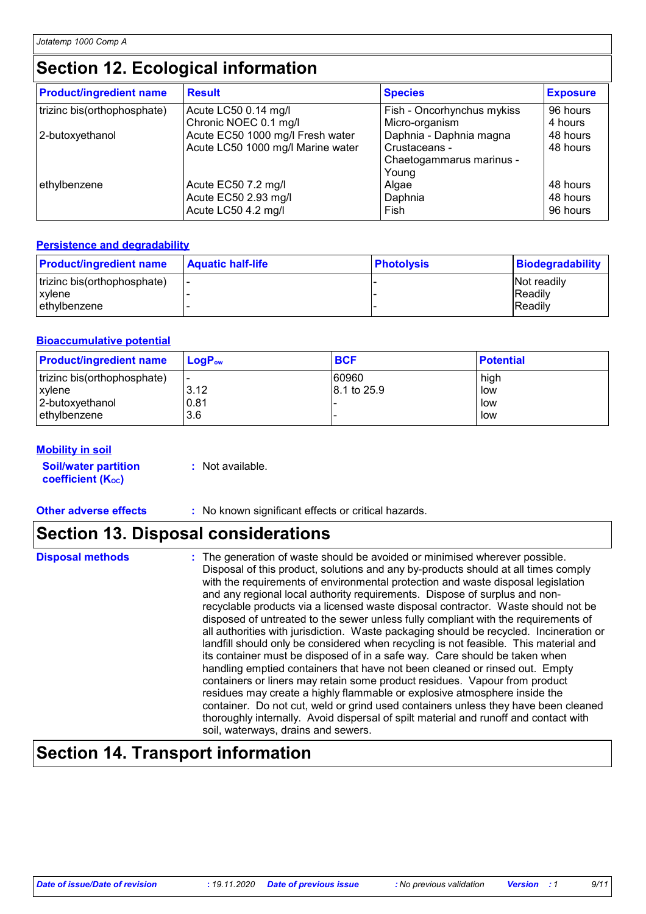## Section 12. Ecological information

| Product/ingredient name | Result | Species | Exposure |
|---|---|---|---|
| trizinc bis(orthophosphate) | Acute LC50 0.14 mg/l | Fish - Oncorhynchus mykiss | 96 hours |
| | Chronic NOEC 0.1 mg/l | Micro-organism | 4 hours |
| 2-butoxyethanol | Acute EC50 1000 mg/l Fresh water | Daphnia - Daphnia magna | 48 hours |
| | Acute LC50 1000 mg/l Marine water | Crustaceans - Chaetogammarus marinus - Young | 48 hours |
| ethylbenzene | Acute EC50 7.2 mg/l | Algae | 48 hours |
| | Acute EC50 2.93 mg/l | Daphnia | 48 hours |
| | Acute LC50 4.2 mg/l | Fish | 96 hours |

### Persistence and degradability

| Product/ingredient name | Aquatic half-life | Photolysis | Biodegradability |
|---|---|---|---|
| trizinc bis(orthophosphate) | - | - | Not readily |
| xylene | - | - | Readily |
| ethylbenzene | - | - | Readily |

### Bioaccumulative potential

| Product/ingredient name | $LogP_{ow}$ | BCF | Potential |
|---|---|---|---|
| trizinc bis(orthophosphate) | - | 60960 | high |
| xylene | 3.12 | 8.1 to 25.9 | low |
| 2-butoxyethanol | 0.81 | - | low |
| ethylbenzene | 3.6 | - | low |

### Mobility in soil

**Soil/water partition coefficient ($K_{OC}$)** : Not available.

**Other adverse effects** : No known significant effects or critical hazards.

## Section 13. Disposal considerations

**Disposal methods** : The generation of waste should be avoided or minimised wherever possible. Disposal of this product, solutions and any by-products should at all times comply with the requirements of environmental protection and waste disposal legislation and any regional local authority requirements. Dispose of surplus and non-recyclable products via a licensed waste disposal contractor. Waste should not be disposed of untreated to the sewer unless fully compliant with the requirements of all authorities with jurisdiction. Waste packaging should be recycled. Incineration or landfill should only be considered when recycling is not feasible. This material and its container must be disposed of in a safe way. Care should be taken when handling emptied containers that have not been cleaned or rinsed out. Empty containers or liners may retain some product residues. Vapour from product residues may create a highly flammable or explosive atmosphere inside the container. Do not cut, weld or grind used containers unless they have been cleaned thoroughly internally. Avoid dispersal of spilt material and runoff and contact with soil, waterways, drains and sewers.

## Section 14. Transport information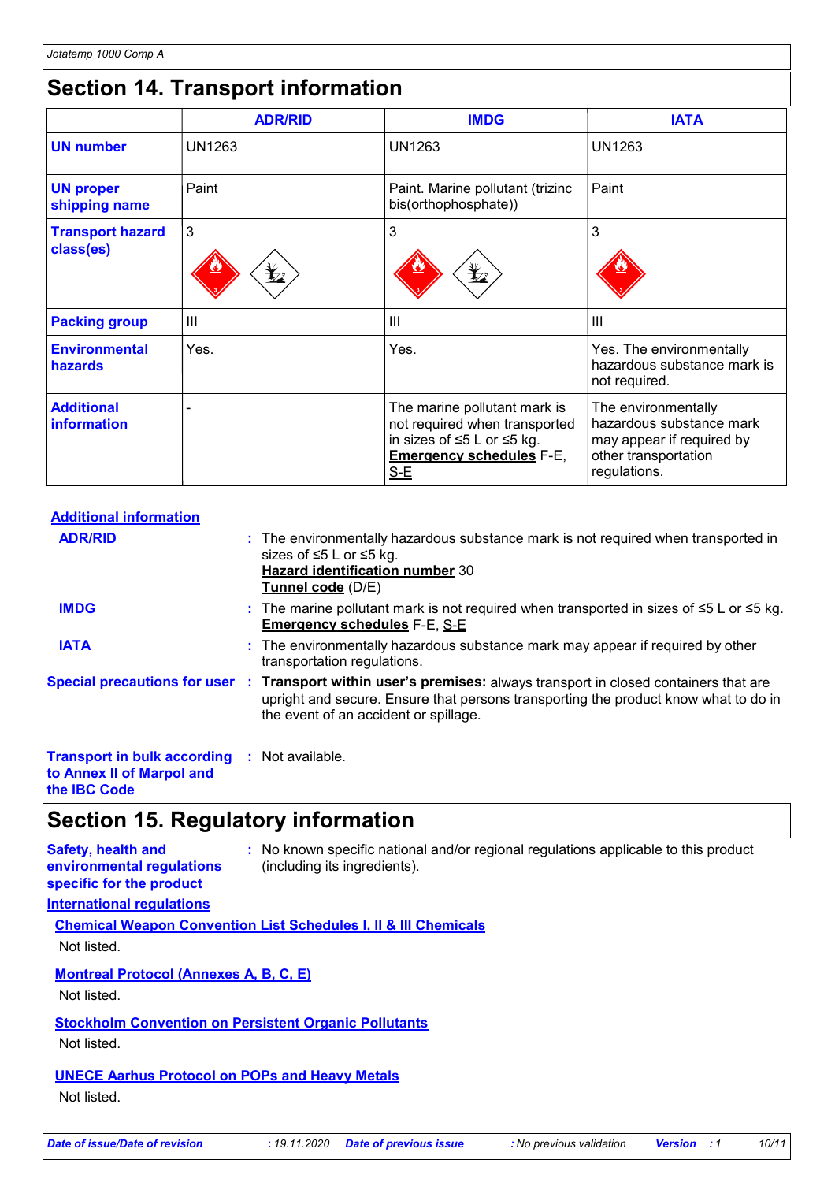# Section 14. Transport information

| | ADR/RID | IMDG | IATA |
|---|---|---|---|
| **UN number** | UN1263 | UN1263 | UN1263 |
| **UN proper shipping name** | Paint | Paint. Marine pollutant (trizinc bis(orthophosphate)) | Paint |
| **Transport hazard class(es)** | 3 | 3 | 3 |
| **Packing group** | III | III | III |
| **Environmental hazards** | Yes. | Yes. | Yes. The environmentally hazardous substance mark is not required. |
| **Additional information** | - | The marine pollutant mark is not required when transported in sizes of ≤5 L or ≤5 kg. **Emergency schedules** F-E, S-E | The environmentally hazardous substance mark may appear if required by other transportation regulations. |

**Additional information**

**ADR/RID** : The environmentally hazardous substance mark is not required when transported in sizes of ≤5 L or ≤5 kg.
**Hazard identification number** 30
**Tunnel code** (D/E)

**IMDG** : The marine pollutant mark is not required when transported in sizes of ≤5 L or ≤5 kg.
**Emergency schedules** F-E, S-E

**IATA** : The environmentally hazardous substance mark may appear if required by other transportation regulations.

**Special precautions for user** : **Transport within user's premises:** always transport in closed containers that are upright and secure. Ensure that persons transporting the product know what to do in the event of an accident or spillage.

**Transport in bulk according to Annex II of Marpol and the IBC Code** : Not available.

# Section 15. Regulatory information

**Safety, health and environmental regulations specific for the product** : No known specific national and/or regional regulations applicable to this product (including its ingredients).

**International regulations**

**Chemical Weapon Convention List Schedules I, II & III Chemicals**

Not listed.

**Montreal Protocol (Annexes A, B, C, E)**

Not listed.

**Stockholm Convention on Persistent Organic Pollutants**

Not listed.

**UNECE Aarhus Protocol on POPs and Heavy Metals**

Not listed.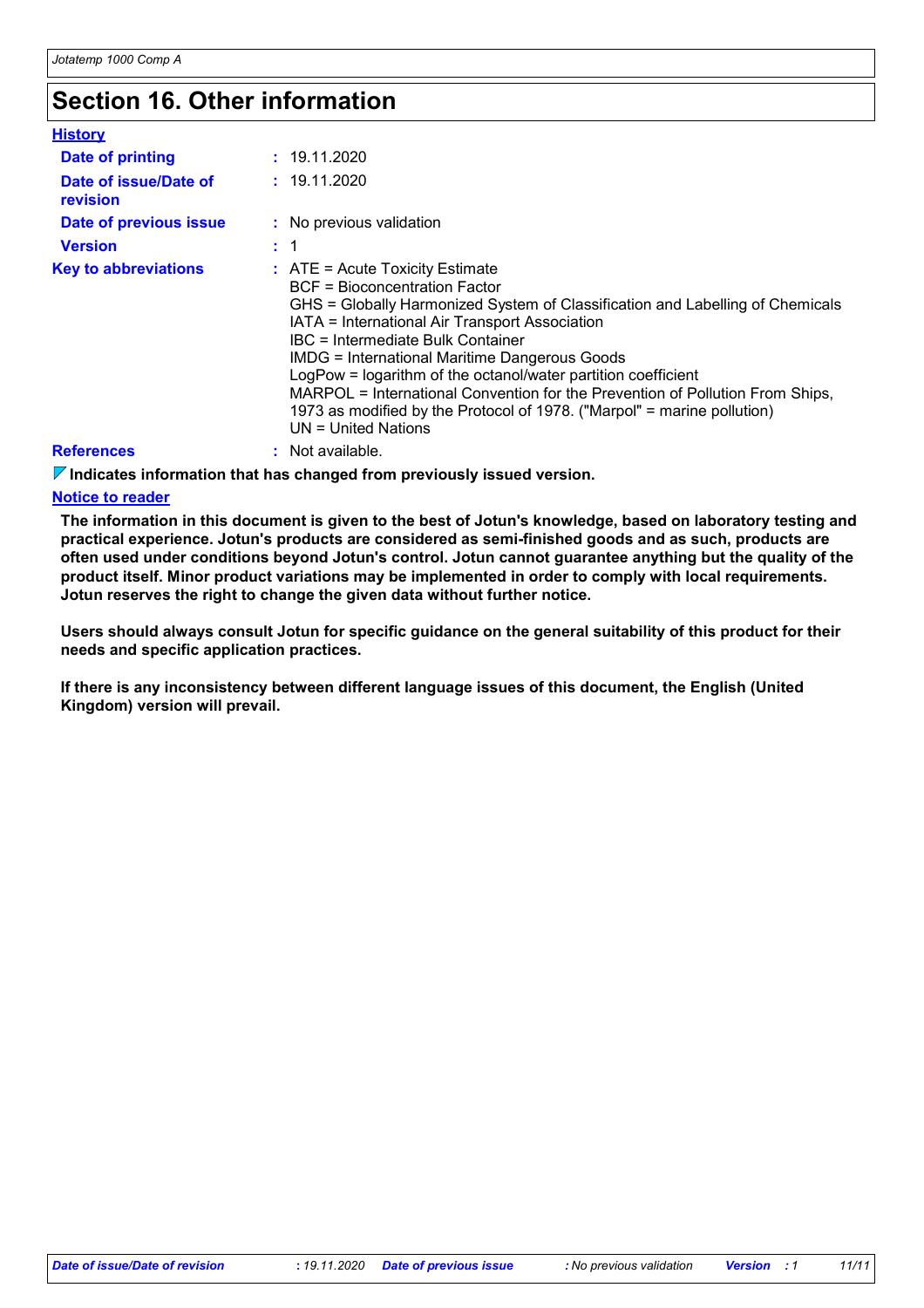# Section 16. Other information

**History**

| | | |
|---|---|---|
| **Date of printing** | : | 19.11.2020 |
| **Date of issue/Date of revision** | : | 19.11.2020 |
| **Date of previous issue** | : | No previous validation |
| **Version** | : | 1 |
| **Key to abbreviations** | : | ATE = Acute Toxicity Estimate<br>BCF = Bioconcentration Factor<br>GHS = Globally Harmonized System of Classification and Labelling of Chemicals<br>IATA = International Air Transport Association<br>IBC = Intermediate Bulk Container<br>IMDG = International Maritime Dangerous Goods<br>LogPow = logarithm of the octanol/water partition coefficient<br>MARPOL = International Convention for the Prevention of Pollution From Ships, 1973 as modified by the Protocol of 1978. ("Marpol" = marine pollution)<br>UN = United Nations |
| **References** | : | Not available. |

**Indicates information that has changed from previously issued version.**

**Notice to reader**

**The information in this document is given to the best of Jotun's knowledge, based on laboratory testing and practical experience. Jotun's products are considered as semi-finished goods and as such, products are often used under conditions beyond Jotun's control. Jotun cannot guarantee anything but the quality of the product itself. Minor product variations may be implemented in order to comply with local requirements. Jotun reserves the right to change the given data without further notice.**

**Users should always consult Jotun for specific guidance on the general suitability of this product for their needs and specific application practices.**

**If there is any inconsistency between different language issues of this document, the English (United Kingdom) version will prevail.**